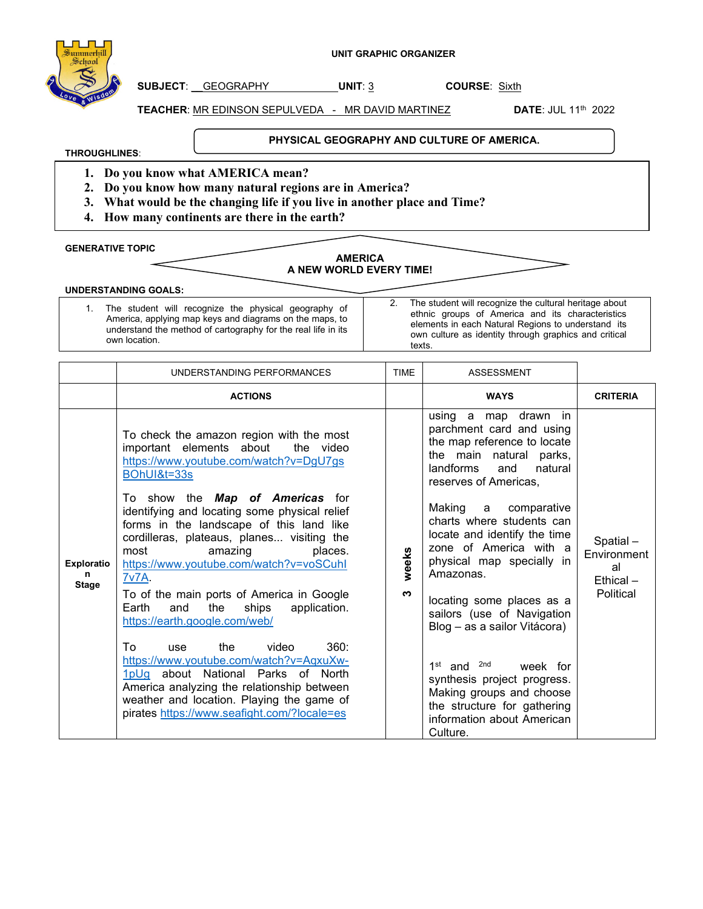UNIT GRAPHIC ORGANIZER

**SUBJECT**: GEOGRAPHY **UNIT**: 3 **COURSE**: Sixth

**TEACHER**: MR EDINSON SEPULVEDA - MR DAVID MARTINEZ **DATE**: JUL 11th 2022

**PHYSICAL GEOGRAPHY AND CULTURE OF AMERICA.**

**THROUGHLINES**:

1. **Do you know what AMERICA mean?**
2. **Do you know how many natural regions are in America?**
3. **What would be the changing life if you live in another place and Time?**
4. **How many continents are there in the earth?**

**GENERATIVE TOPIC**

**AMERICA**
**A NEW WORLD EVERY TIME!**

**UNDERSTANDING GOALS:**

| | |
|---|---|
| 1. The student will recognize the physical geography of America, applying map keys and diagrams on the maps, to understand the method of cartography for the real life in its own location. | 2. The student will recognize the cultural heritage about ethnic groups of America and its characteristics elements in each Natural Regions to understand its own culture as identity through graphics and critical texts. |

| | UNDERSTANDING PERFORMANCES | TIME | ASSESSMENT | |
|---|---|---|---|---|
| | **ACTIONS** | | **WAYS** | **CRITERIA** |
| **Exploration Stage** | To check the amazon region with the most important elements about the video https://www.youtube.com/watch?v=DgU7gsBOhUI&t=33s<br><br>To show the ***Map of Americas*** for identifying and locating some physical relief forms in the landscape of this land like cordilleras, plateaus, planes... visiting the most amazing places. https://www.youtube.com/watch?v=voSCuhI7v7A.<br><br>To of the main ports of America in Google Earth and the ships application. https://earth.google.com/web/<br><br>To use the video 360: https://www.youtube.com/watch?v=AqxuXw-1pUg about National Parks of North America analyzing the relationship between weather and location. Playing the game of pirates https://www.seafight.com/?locale=es | **3 weeks** | using a map drawn in parchment card and using the map reference to locate the main natural parks, landforms and natural reserves of Americas,<br><br>Making a comparative charts where students can locate and identify the time zone of America with a physical map specially in Amazonas.<br><br>locating some places as a sailors (use of Navigation Blog – as a sailor Vitácora)<br><br>1st and 2nd week for synthesis project progress. Making groups and choose the structure for gathering information about American Culture. | Spatial – Environmental<br>Ethical – Political |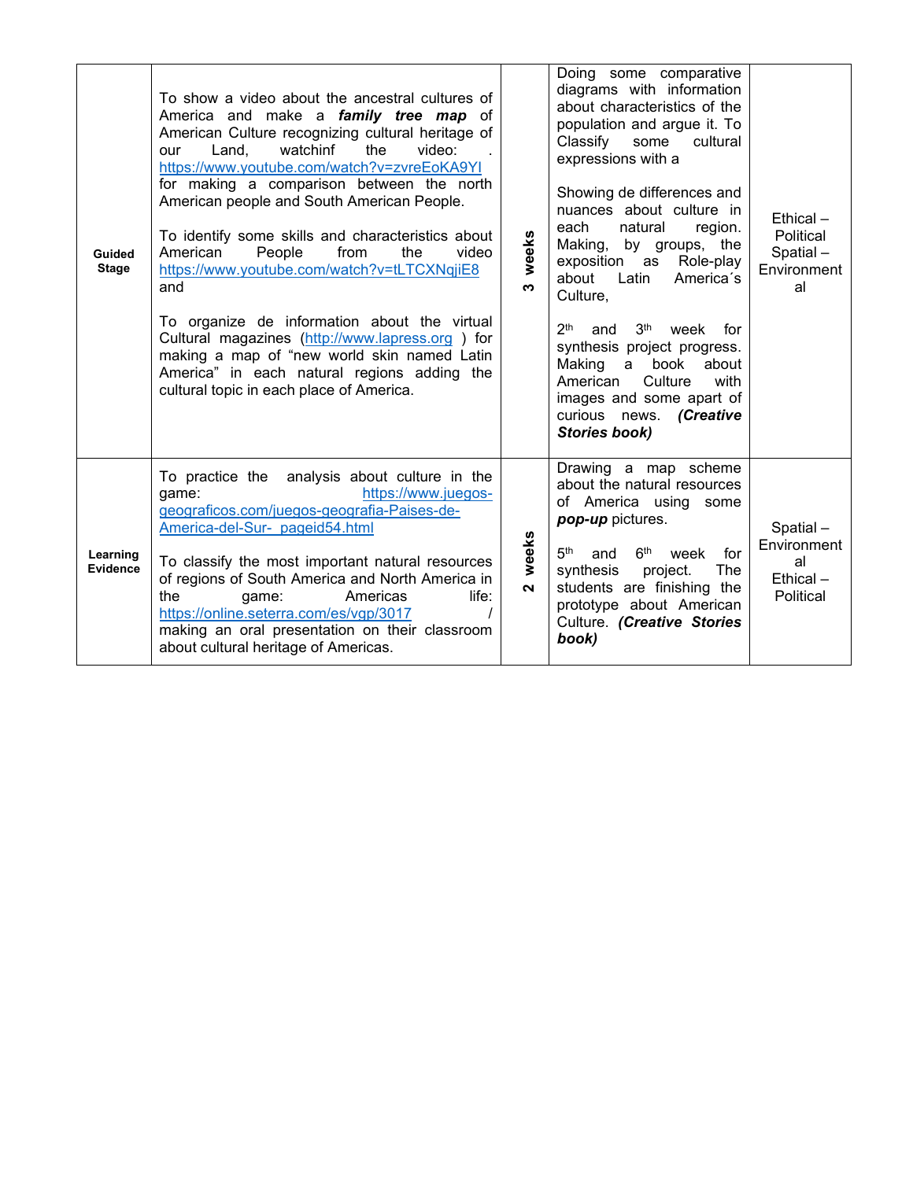| | | | | |
|---|---|---|---|---|
| **Guided Stage** | To show a video about the ancestral cultures of America and make a ***family tree map*** of American Culture recognizing cultural heritage of our Land, watchinf the video: . https://www.youtube.com/watch?v=zvreEoKA9YI for making a comparison between the north American people and South American People.<br><br>To identify some skills and characteristics about American People from the video https://www.youtube.com/watch?v=tLTCXNqjiE8 and<br><br>To organize de information about the virtual Cultural magazines (http://www.lapress.org ) for making a map of "new world skin named Latin America" in each natural regions adding the cultural topic in each place of America. | **3 weeks** | Doing some comparative diagrams with information about characteristics of the population and argue it. To Classify some cultural expressions with a<br><br>Showing de differences and nuances about culture in each natural region. Making, by groups, the exposition as Role-play about Latin America´s Culture,<br><br>2th and 3th week for synthesis project progress. Making a book about American Culture with images and some apart of curious news. ***(Creative Stories book)*** | Ethical – Political Spatial – Environmental |
| **Learning Evidence** | To practice the analysis about culture in the game: https://www.juegos-geograficos.com/juegos-geografia-Paises-de-America-del-Sur-_pageid54.html<br><br>To classify the most important natural resources of regions of South America and North America in the game: Americas life: https://online.seterra.com/es/vgp/3017 / making an oral presentation on their classroom about cultural heritage of Americas. | **2 weeks** | Drawing a map scheme about the natural resources of America using some ***pop-up*** pictures.<br><br>5th and 6th week for synthesis project. The students are finishing the prototype about American Culture. ***(Creative Stories book)*** | Spatial – Environmental Ethical – Political |